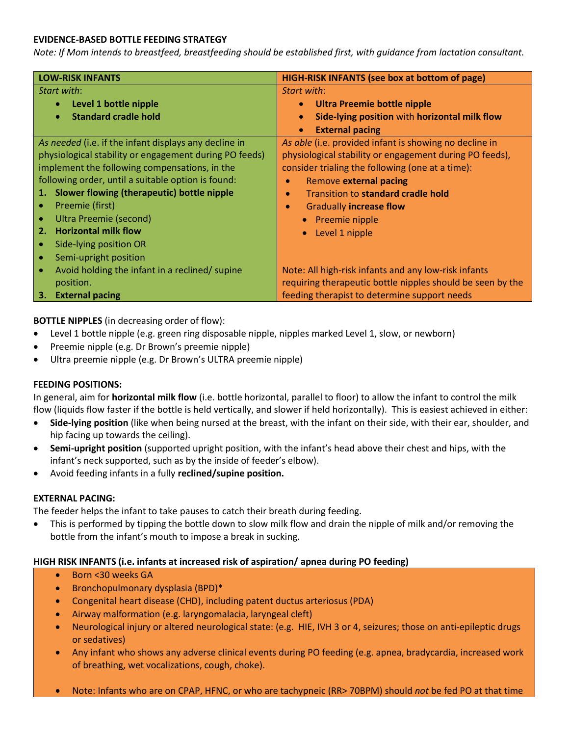**EVIDENCE-BASED BOTTLE FEEDING STRATEGY**

*Note: If Mom intends to breastfeed, breastfeeding should be established first, with guidance from lactation consultant.*

| **LOW-RISK INFANTS** | **HIGH-RISK INFANTS (see box at bottom of page)** |
|---|---|
| *Start with*:<br>• **Level 1 bottle nipple**<br>• **Standard cradle hold** | *Start with*:<br>• **Ultra Preemie bottle nipple**<br>• **Side-lying position** with **horizontal milk flow**<br>• **External pacing** |
| *As needed* (i.e. if the infant displays any decline in physiological stability or engagement during PO feeds) implement the following compensations, in the following order, until a suitable option is found:<br>1. **Slower flowing (therapeutic) bottle nipple**<br>• Preemie (first)<br>• Ultra Preemie (second)<br>2. **Horizontal milk flow**<br>• Side-lying position OR<br>• Semi-upright position<br>• Avoid holding the infant in a reclined/ supine position.<br>3. **External pacing** | *As able* (i.e. provided infant is showing no decline in physiological stability or engagement during PO feeds), consider trialing the following (one at a time):<br>• Remove **external pacing**<br>• Transition to **standard cradle hold**<br>• Gradually **increase flow**<br>  • Preemie nipple<br>  • Level 1 nipple<br><br>Note: All high-risk infants and any low-risk infants requiring therapeutic bottle nipples should be seen by the feeding therapist to determine support needs |

**BOTTLE NIPPLES** (in decreasing order of flow):

- Level 1 bottle nipple (e.g. green ring disposable nipple, nipples marked Level 1, slow, or newborn)
- Preemie nipple (e.g. Dr Brown's preemie nipple)
- Ultra preemie nipple (e.g. Dr Brown's ULTRA preemie nipple)

**FEEDING POSITIONS:**

In general, aim for **horizontal milk flow** (i.e. bottle horizontal, parallel to floor) to allow the infant to control the milk flow (liquids flow faster if the bottle is held vertically, and slower if held horizontally). This is easiest achieved in either:

- **Side-lying position** (like when being nursed at the breast, with the infant on their side, with their ear, shoulder, and hip facing up towards the ceiling).
- **Semi-upright position** (supported upright position, with the infant's head above their chest and hips, with the infant's neck supported, such as by the inside of feeder's elbow).
- Avoid feeding infants in a fully **reclined/supine position.**

**EXTERNAL PACING:**

The feeder helps the infant to take pauses to catch their breath during feeding.

- This is performed by tipping the bottle down to slow milk flow and drain the nipple of milk and/or removing the bottle from the infant's mouth to impose a break in sucking.

**HIGH RISK INFANTS (i.e. infants at increased risk of aspiration/ apnea during PO feeding)**

- Born <30 weeks GA
- Bronchopulmonary dysplasia (BPD)*
- Congenital heart disease (CHD), including patent ductus arteriosus (PDA)
- Airway malformation (e.g. laryngomalacia, laryngeal cleft)
- Neurological injury or altered neurological state: (e.g. HIE, IVH 3 or 4, seizures; those on anti-epileptic drugs or sedatives)
- Any infant who shows any adverse clinical events during PO feeding (e.g. apnea, bradycardia, increased work of breathing, wet vocalizations, cough, choke).
- Note: Infants who are on CPAP, HFNC, or who are tachypneic (RR> 70BPM) should *not* be fed PO at that time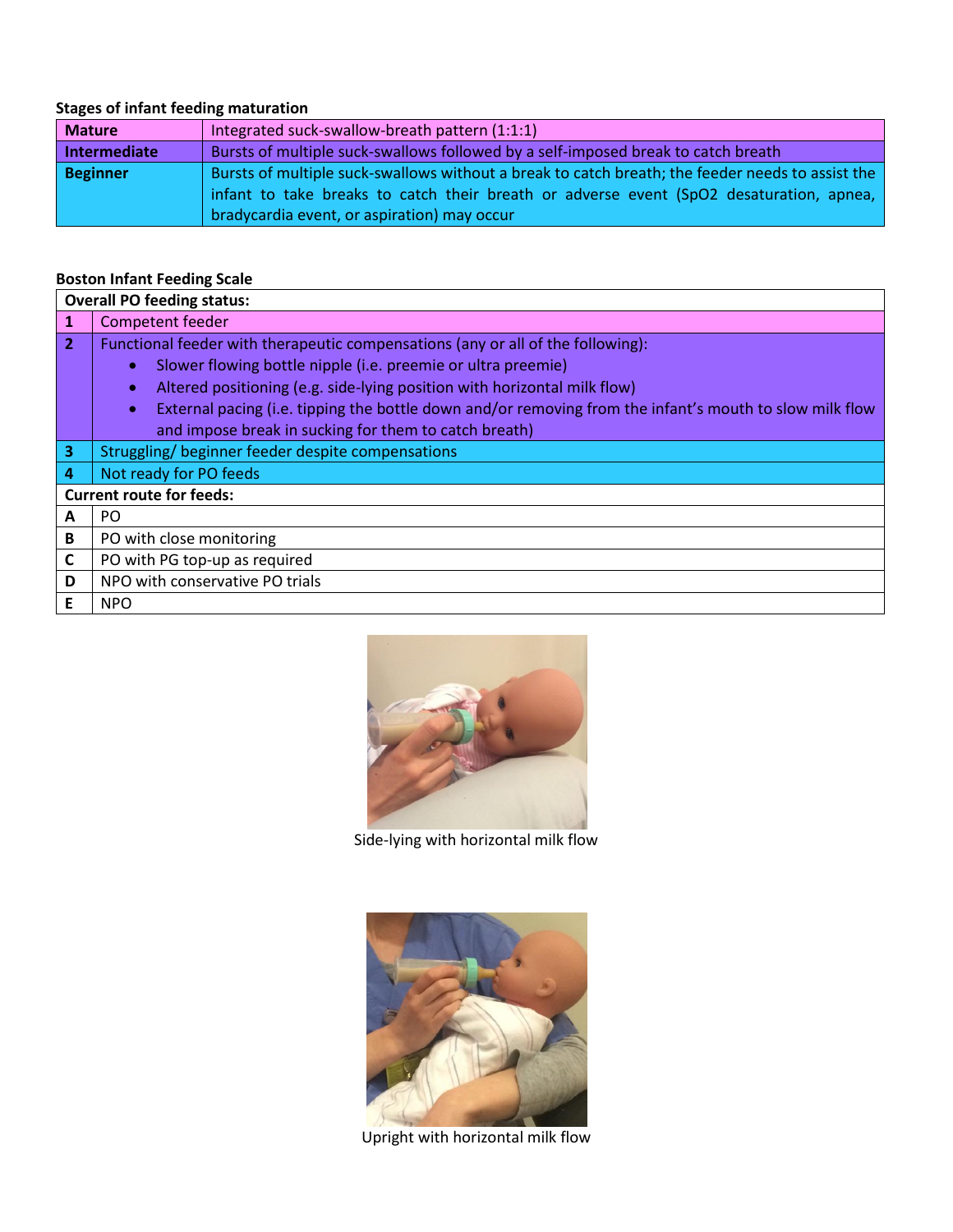**Stages of infant feeding maturation**

| | |
|---|---|
| **Mature** | Integrated suck-swallow-breath pattern (1:1:1) |
| **Intermediate** | Bursts of multiple suck-swallows followed by a self-imposed break to catch breath |
| **Beginner** | Bursts of multiple suck-swallows without a break to catch breath; the feeder needs to assist the infant to take breaks to catch their breath or adverse event ($SpO_2$ desaturation, apnea, bradycardia event, or aspiration) may occur |

**Boston Infant Feeding Scale**

| | |
|---|---|
| **Overall PO feeding status:** | |
| **1** | Competent feeder |
| **2** | Functional feeder with therapeutic compensations (any or all of the following): • Slower flowing bottle nipple (i.e. preemie or ultra preemie) • Altered positioning (e.g. side-lying position with horizontal milk flow) • External pacing (i.e. tipping the bottle down and/or removing from the infant's mouth to slow milk flow and impose break in sucking for them to catch breath) |
| **3** | Struggling/ beginner feeder despite compensations |
| **4** | Not ready for PO feeds |
| **Current route for feeds:** | |
| **A** | PO |
| **B** | PO with close monitoring |
| **C** | PO with PG top-up as required |
| **D** | NPO with conservative PO trials |
| **E** | NPO |

Side-lying with horizontal milk flow

Upright with horizontal milk flow